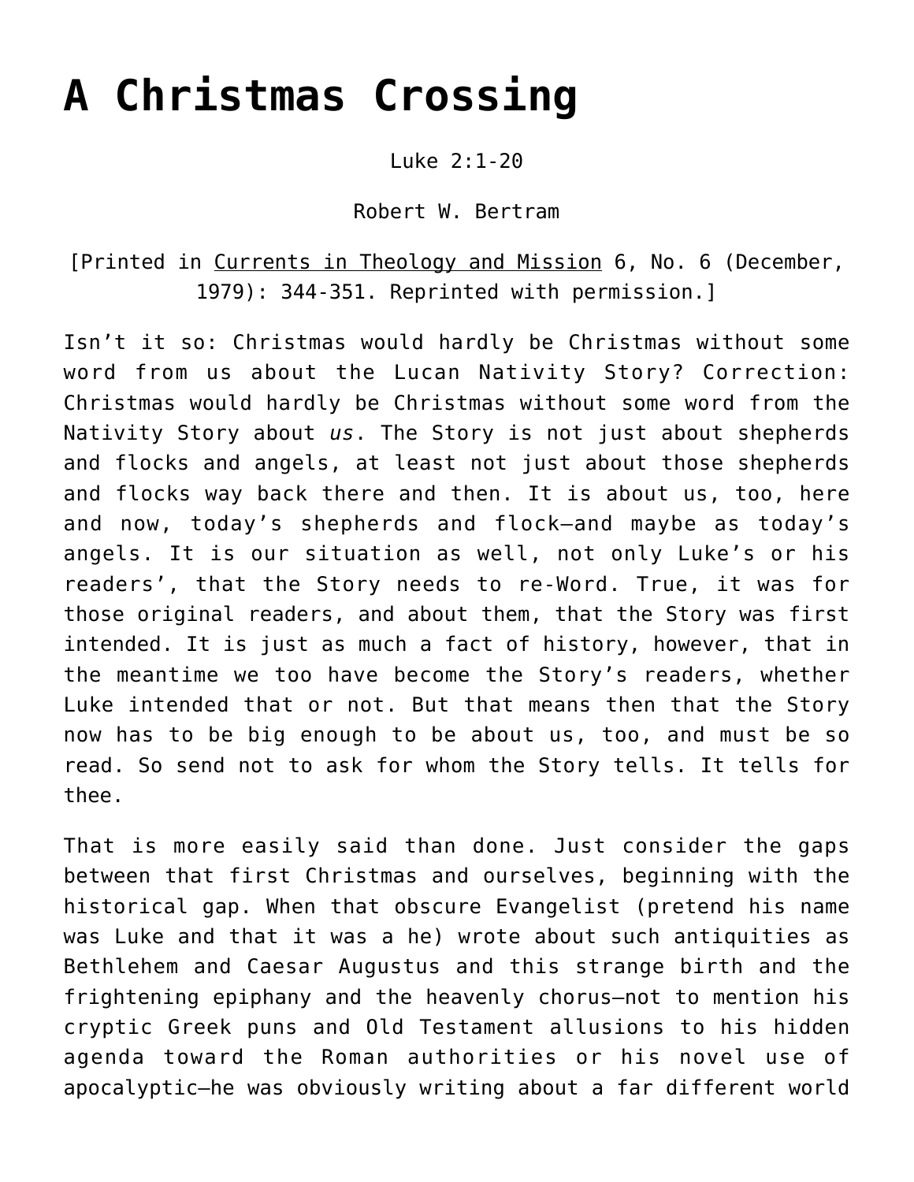# A Christmas Crossing

Luke 2:1-20

Robert W. Bertram

[Printed in Currents in Theology and Mission 6, No. 6 (December, 1979): 344-351. Reprinted with permission.]

Isn't it so: Christmas would hardly be Christmas without some word from us about the Lucan Nativity Story? Correction: Christmas would hardly be Christmas without some word from the Nativity Story about *us*. The Story is not just about shepherds and flocks and angels, at least not just about those shepherds and flocks way back there and then. It is about us, too, here and now, today's shepherds and flock—and maybe as today's angels. It is our situation as well, not only Luke's or his readers', that the Story needs to re-Word. True, it was for those original readers, and about them, that the Story was first intended. It is just as much a fact of history, however, that in the meantime we too have become the Story's readers, whether Luke intended that or not. But that means then that the Story now has to be big enough to be about us, too, and must be so read. So send not to ask for whom the Story tells. It tells for thee.

That is more easily said than done. Just consider the gaps between that first Christmas and ourselves, beginning with the historical gap. When that obscure Evangelist (pretend his name was Luke and that it was a he) wrote about such antiquities as Bethlehem and Caesar Augustus and this strange birth and the frightening epiphany and the heavenly chorus—not to mention his cryptic Greek puns and Old Testament allusions to his hidden agenda toward the Roman authorities or his novel use of apocalyptic—he was obviously writing about a far different world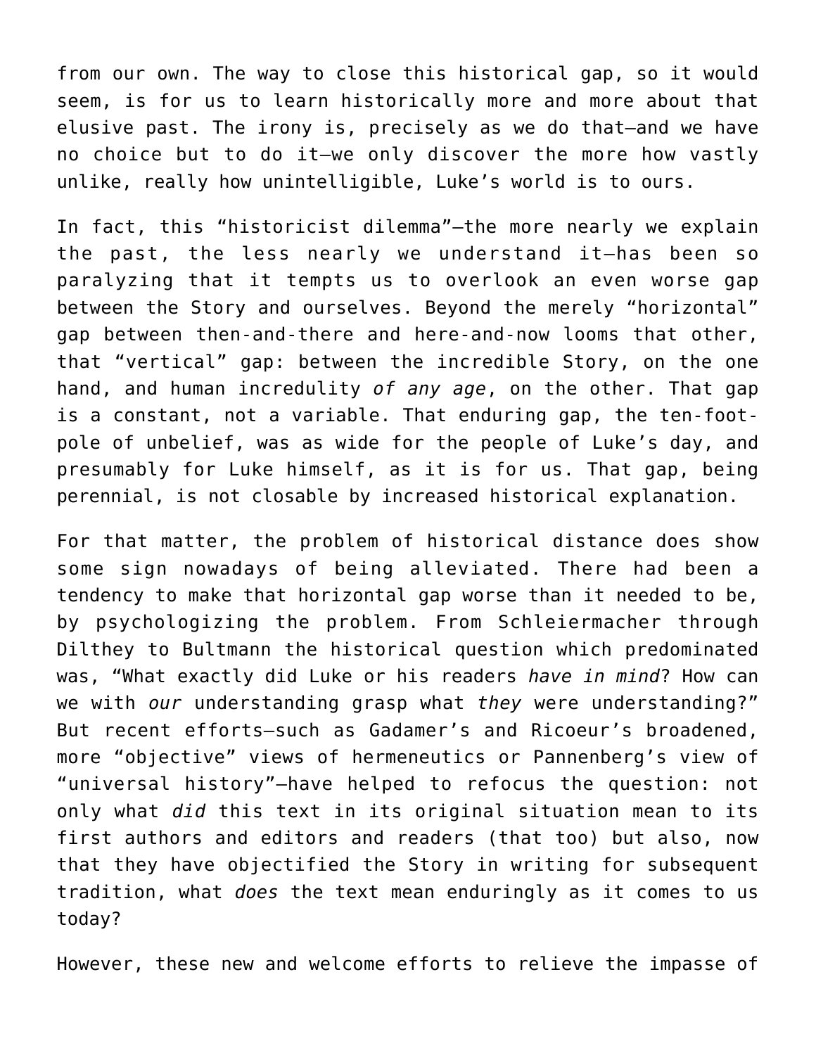from our own. The way to close this historical gap, so it would seem, is for us to learn historically more and more about that elusive past. The irony is, precisely as we do that—and we have no choice but to do it—we only discover the more how vastly unlike, really how unintelligible, Luke's world is to ours.

In fact, this "historicist dilemma"—the more nearly we explain the past, the less nearly we understand it—has been so paralyzing that it tempts us to overlook an even worse gap between the Story and ourselves. Beyond the merely "horizontal" gap between then-and-there and here-and-now looms that other, that "vertical" gap: between the incredible Story, on the one hand, and human incredulity *of any age*, on the other. That gap is a constant, not a variable. That enduring gap, the ten-foot-pole of unbelief, was as wide for the people of Luke's day, and presumably for Luke himself, as it is for us. That gap, being perennial, is not closable by increased historical explanation.

For that matter, the problem of historical distance does show some sign nowadays of being alleviated. There had been a tendency to make that horizontal gap worse than it needed to be, by psychologizing the problem. From Schleiermacher through Dilthey to Bultmann the historical question which predominated was, "What exactly did Luke or his readers *have in mind*? How can we with *our* understanding grasp what *they* were understanding?" But recent efforts—such as Gadamer's and Ricoeur's broadened, more "objective" views of hermeneutics or Pannenberg's view of "universal history"—have helped to refocus the question: not only what *did* this text in its original situation mean to its first authors and editors and readers (that too) but also, now that they have objectified the Story in writing for subsequent tradition, what *does* the text mean enduringly as it comes to us today?

However, these new and welcome efforts to relieve the impasse of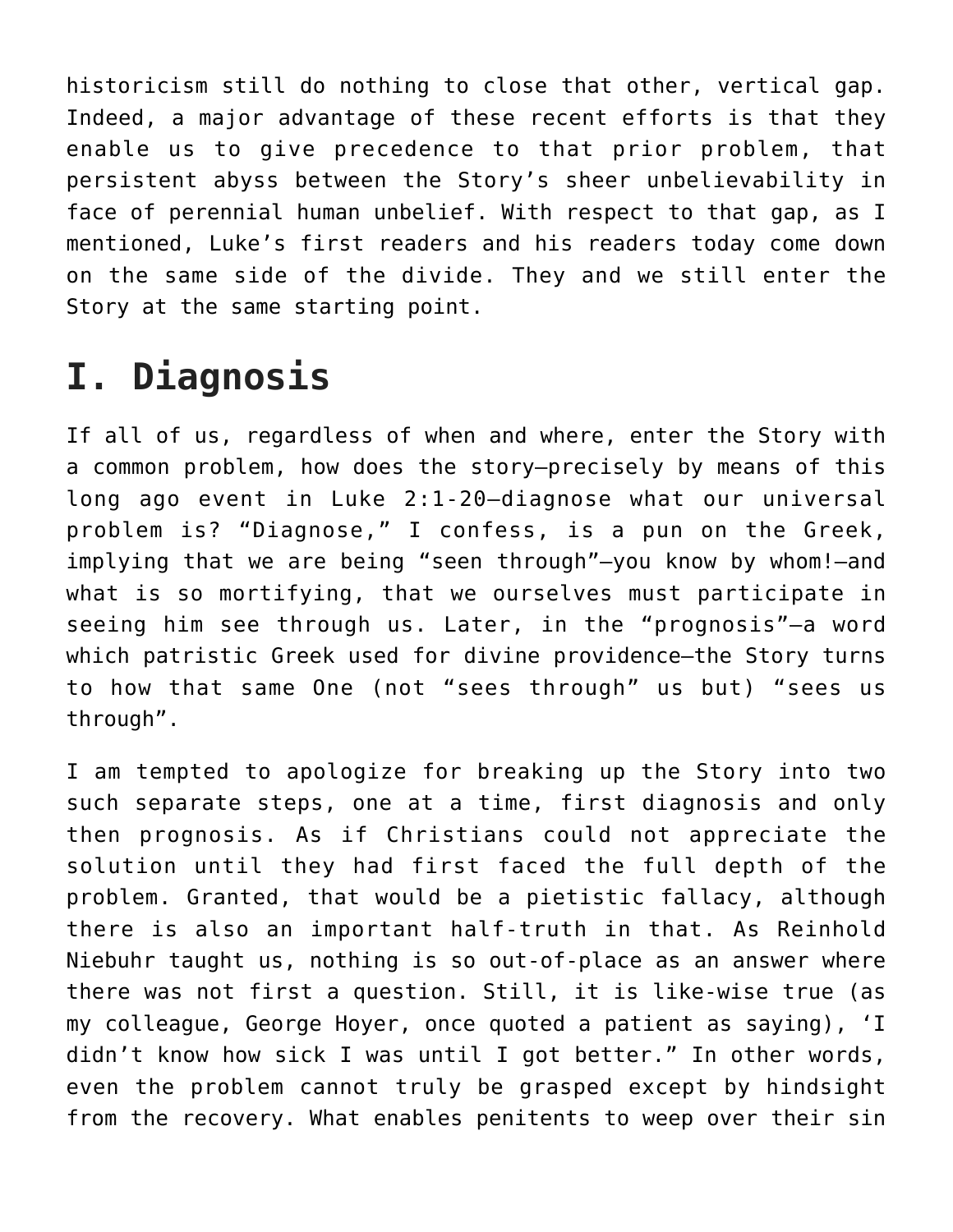historicism still do nothing to close that other, vertical gap. Indeed, a major advantage of these recent efforts is that they enable us to give precedence to that prior problem, that persistent abyss between the Story's sheer unbelievability in face of perennial human unbelief. With respect to that gap, as I mentioned, Luke's first readers and his readers today come down on the same side of the divide. They and we still enter the Story at the same starting point.

# I. Diagnosis

If all of us, regardless of when and where, enter the Story with a common problem, how does the story—precisely by means of this long ago event in Luke 2:1-20—diagnose what our universal problem is? "Diagnose," I confess, is a pun on the Greek, implying that we are being "seen through"—you know by whom!—and what is so mortifying, that we ourselves must participate in seeing him see through us. Later, in the "prognosis"—a word which patristic Greek used for divine providence—the Story turns to how that same One (not "sees through" us but) "sees us through".

I am tempted to apologize for breaking up the Story into two such separate steps, one at a time, first diagnosis and only then prognosis. As if Christians could not appreciate the solution until they had first faced the full depth of the problem. Granted, that would be a pietistic fallacy, although there is also an important half-truth in that. As Reinhold Niebuhr taught us, nothing is so out-of-place as an answer where there was not first a question. Still, it is like-wise true (as my colleague, George Hoyer, once quoted a patient as saying), 'I didn't know how sick I was until I got better." In other words, even the problem cannot truly be grasped except by hindsight from the recovery. What enables penitents to weep over their sin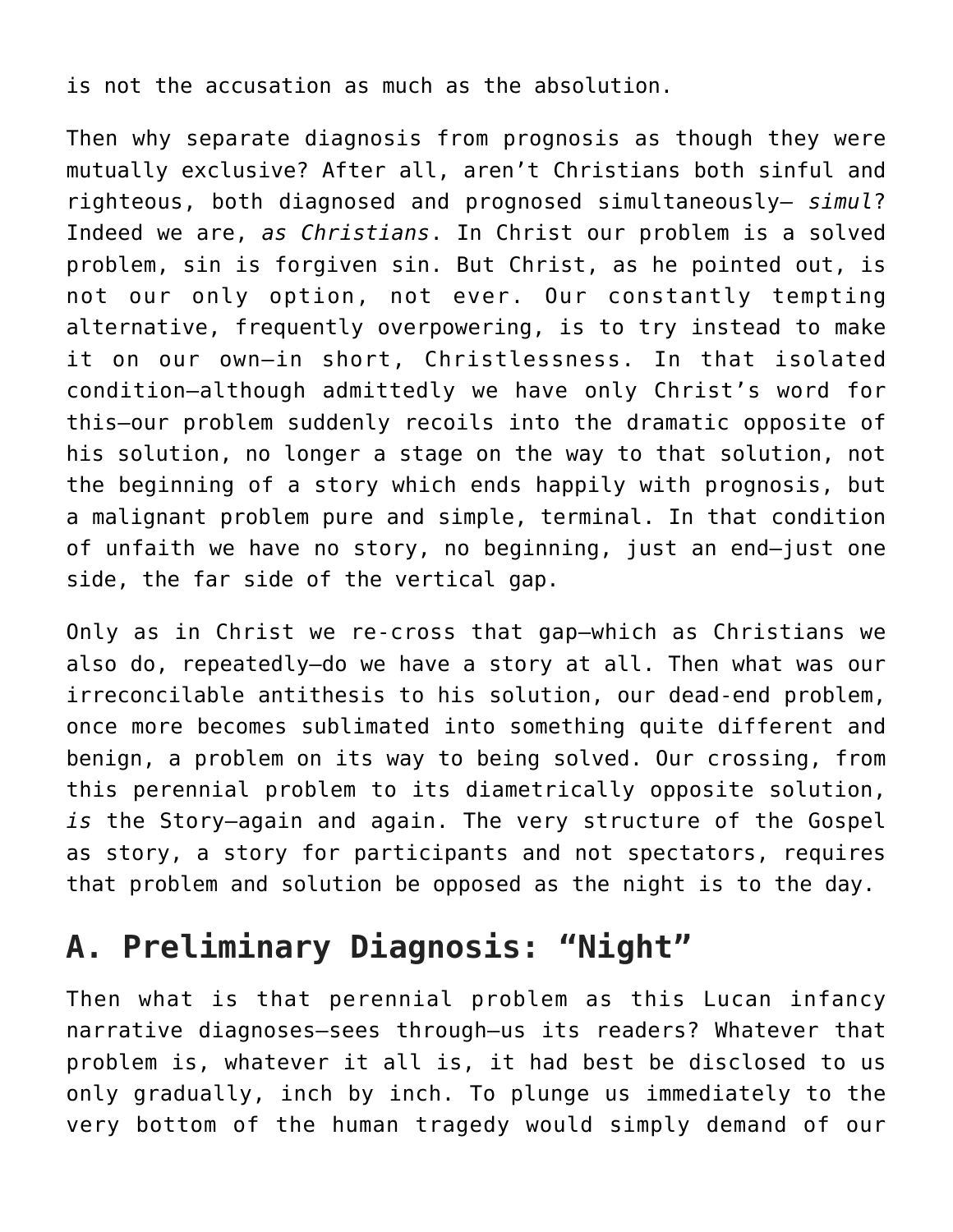is not the accusation as much as the absolution.

Then why separate diagnosis from prognosis as though they were mutually exclusive? After all, aren't Christians both sinful and righteous, both diagnosed and prognosed simultaneously— *simul*? Indeed we are, *as Christians*. In Christ our problem is a solved problem, sin is forgiven sin. But Christ, as he pointed out, is not our only option, not ever. Our constantly tempting alternative, frequently overpowering, is to try instead to make it on our own—in short, Christlessness. In that isolated condition—although admittedly we have only Christ's word for this—our problem suddenly recoils into the dramatic opposite of his solution, no longer a stage on the way to that solution, not the beginning of a story which ends happily with prognosis, but a malignant problem pure and simple, terminal. In that condition of unfaith we have no story, no beginning, just an end—just one side, the far side of the vertical gap.

Only as in Christ we re-cross that gap—which as Christians we also do, repeatedly—do we have a story at all. Then what was our irreconcilable antithesis to his solution, our dead-end problem, once more becomes sublimated into something quite different and benign, a problem on its way to being solved. Our crossing, from this perennial problem to its diametrically opposite solution, *is* the Story—again and again. The very structure of the Gospel as story, a story for participants and not spectators, requires that problem and solution be opposed as the night is to the day.

## A. Preliminary Diagnosis: "Night"

Then what is that perennial problem as this Lucan infancy narrative diagnoses—sees through—us its readers? Whatever that problem is, whatever it all is, it had best be disclosed to us only gradually, inch by inch. To plunge us immediately to the very bottom of the human tragedy would simply demand of our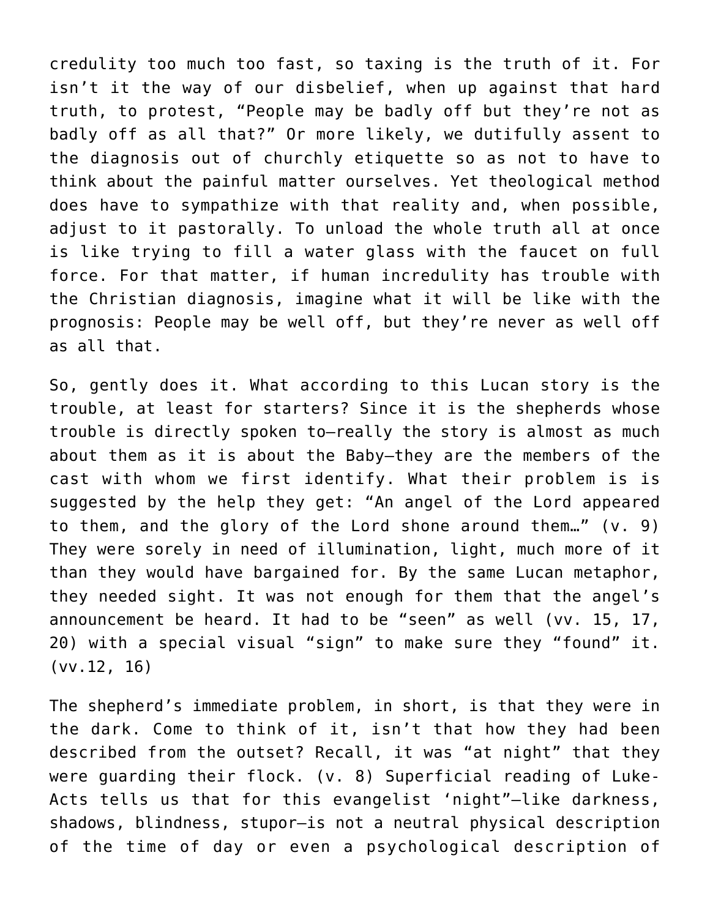credulity too much too fast, so taxing is the truth of it. For isn't it the way of our disbelief, when up against that hard truth, to protest, "People may be badly off but they're not as badly off as all that?" Or more likely, we dutifully assent to the diagnosis out of churchly etiquette so as not to have to think about the painful matter ourselves. Yet theological method does have to sympathize with that reality and, when possible, adjust to it pastorally. To unload the whole truth all at once is like trying to fill a water glass with the faucet on full force. For that matter, if human incredulity has trouble with the Christian diagnosis, imagine what it will be like with the prognosis: People may be well off, but they're never as well off as all that.

So, gently does it. What according to this Lucan story is the trouble, at least for starters? Since it is the shepherds whose trouble is directly spoken to—really the story is almost as much about them as it is about the Baby—they are the members of the cast with whom we first identify. What their problem is is suggested by the help they get: "An angel of the Lord appeared to them, and the glory of the Lord shone around them…" (v. 9) They were sorely in need of illumination, light, much more of it than they would have bargained for. By the same Lucan metaphor, they needed sight. It was not enough for them that the angel's announcement be heard. It had to be "seen" as well (vv. 15, 17, 20) with a special visual "sign" to make sure they "found" it. (vv.12, 16)

The shepherd's immediate problem, in short, is that they were in the dark. Come to think of it, isn't that how they had been described from the outset? Recall, it was "at night" that they were guarding their flock. (v. 8) Superficial reading of Luke-Acts tells us that for this evangelist 'night"—like darkness, shadows, blindness, stupor—is not a neutral physical description of the time of day or even a psychological description of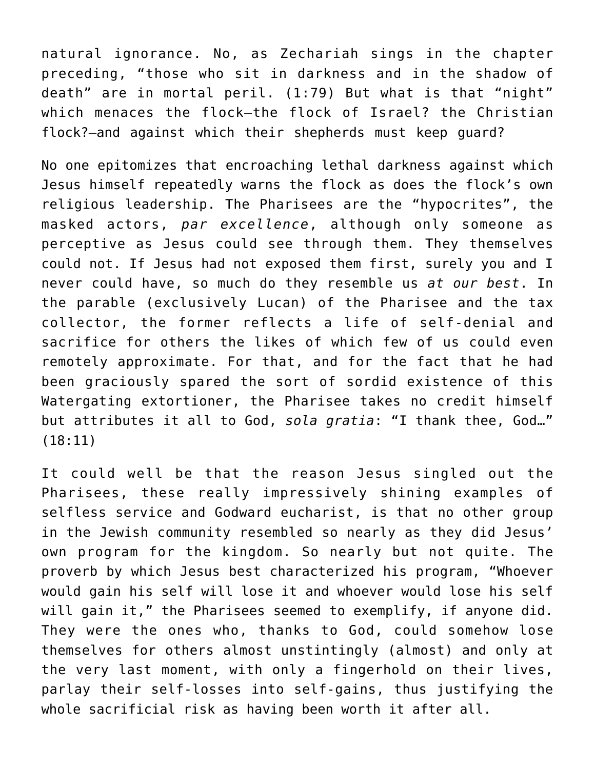natural ignorance. No, as Zechariah sings in the chapter preceding, "those who sit in darkness and in the shadow of death" are in mortal peril. (1:79) But what is that "night" which menaces the flock—the flock of Israel? the Christian flock?—and against which their shepherds must keep guard?

No one epitomizes that encroaching lethal darkness against which Jesus himself repeatedly warns the flock as does the flock's own religious leadership. The Pharisees are the "hypocrites", the masked actors, *par excellence*, although only someone as perceptive as Jesus could see through them. They themselves could not. If Jesus had not exposed them first, surely you and I never could have, so much do they resemble us *at our best*. In the parable (exclusively Lucan) of the Pharisee and the tax collector, the former reflects a life of self-denial and sacrifice for others the likes of which few of us could even remotely approximate. For that, and for the fact that he had been graciously spared the sort of sordid existence of this Watergating extortioner, the Pharisee takes no credit himself but attributes it all to God, *sola gratia*: "I thank thee, God…" (18:11)

It could well be that the reason Jesus singled out the Pharisees, these really impressively shining examples of selfless service and Godward eucharist, is that no other group in the Jewish community resembled so nearly as they did Jesus' own program for the kingdom. So nearly but not quite. The proverb by which Jesus best characterized his program, "Whoever would gain his self will lose it and whoever would lose his self will gain it," the Pharisees seemed to exemplify, if anyone did. They were the ones who, thanks to God, could somehow lose themselves for others almost unstintingly (almost) and only at the very last moment, with only a fingerhold on their lives, parlay their self-losses into self-gains, thus justifying the whole sacrificial risk as having been worth it after all.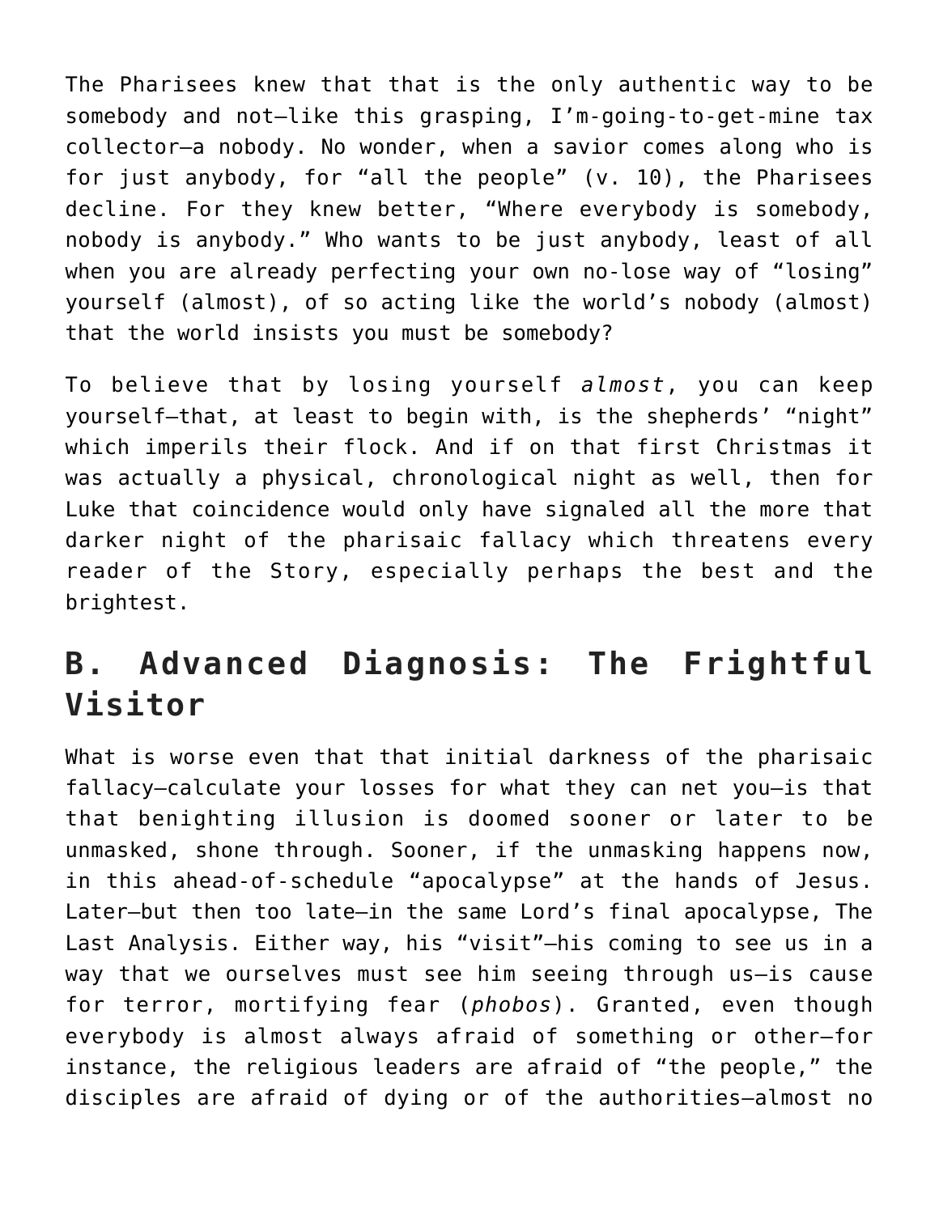The Pharisees knew that that is the only authentic way to be somebody and not—like this grasping, I'm-going-to-get-mine tax collector—a nobody. No wonder, when a savior comes along who is for just anybody, for "all the people" (v. 10), the Pharisees decline. For they knew better, "Where everybody is somebody, nobody is anybody." Who wants to be just anybody, least of all when you are already perfecting your own no-lose way of "losing" yourself (almost), of so acting like the world's nobody (almost) that the world insists you must be somebody?

To believe that by losing yourself *almost*, you can keep yourself—that, at least to begin with, is the shepherds' "night" which imperils their flock. And if on that first Christmas it was actually a physical, chronological night as well, then for Luke that coincidence would only have signaled all the more that darker night of the pharisaic fallacy which threatens every reader of the Story, especially perhaps the best and the brightest.

## B. Advanced Diagnosis: The Frightful Visitor

What is worse even that that initial darkness of the pharisaic fallacy—calculate your losses for what they can net you—is that that benighting illusion is doomed sooner or later to be unmasked, shone through. Sooner, if the unmasking happens now, in this ahead-of-schedule "apocalypse" at the hands of Jesus. Later—but then too late—in the same Lord's final apocalypse, The Last Analysis. Either way, his "visit"—his coming to see us in a way that we ourselves must see him seeing through us—is cause for terror, mortifying fear (*phobos*). Granted, even though everybody is almost always afraid of something or other—for instance, the religious leaders are afraid of "the people," the disciples are afraid of dying or of the authorities—almost no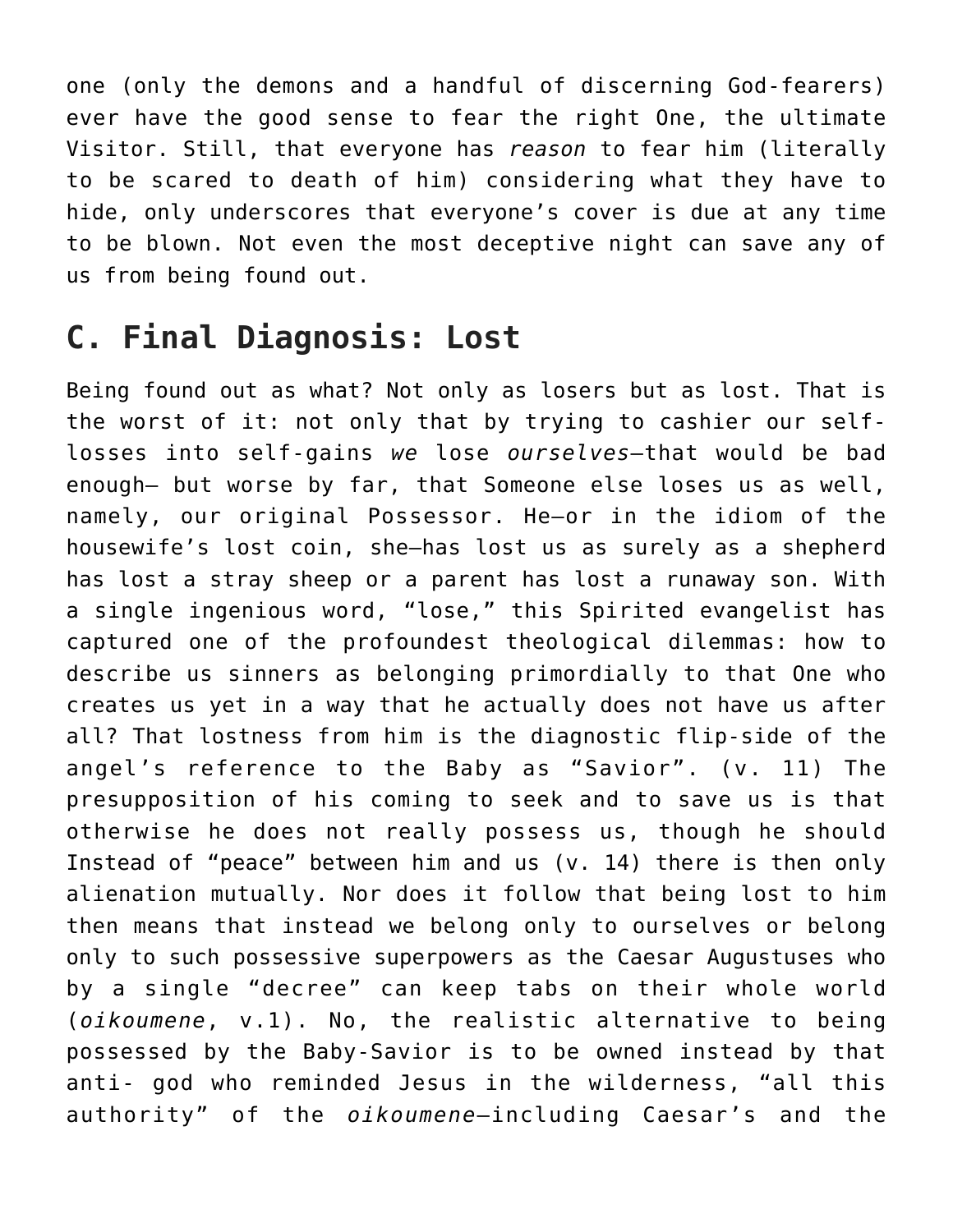one (only the demons and a handful of discerning God-fearers) ever have the good sense to fear the right One, the ultimate Visitor. Still, that everyone has *reason* to fear him (literally to be scared to death of him) considering what they have to hide, only underscores that everyone's cover is due at any time to be blown. Not even the most deceptive night can save any of us from being found out.

## C. Final Diagnosis: Lost

Being found out as what? Not only as losers but as lost. That is the worst of it: not only that by trying to cashier our self-losses into self-gains *we* lose *ourselves*—that would be bad enough— but worse by far, that Someone else loses us as well, namely, our original Possessor. He—or in the idiom of the housewife's lost coin, she—has lost us as surely as a shepherd has lost a stray sheep or a parent has lost a runaway son. With a single ingenious word, "lose," this Spirited evangelist has captured one of the profoundest theological dilemmas: how to describe us sinners as belonging primordially to that One who creates us yet in a way that he actually does not have us after all? That lostness from him is the diagnostic flip-side of the angel's reference to the Baby as "Savior". (v. 11) The presupposition of his coming to seek and to save us is that otherwise he does not really possess us, though he should Instead of "peace" between him and us (v. 14) there is then only alienation mutually. Nor does it follow that being lost to him then means that instead we belong only to ourselves or belong only to such possessive superpowers as the Caesar Augustuses who by a single "decree" can keep tabs on their whole world (*oikoumene*, v.1). No, the realistic alternative to being possessed by the Baby-Savior is to be owned instead by that anti- god who reminded Jesus in the wilderness, "all this authority" of the *oikoumene*—including Caesar's and the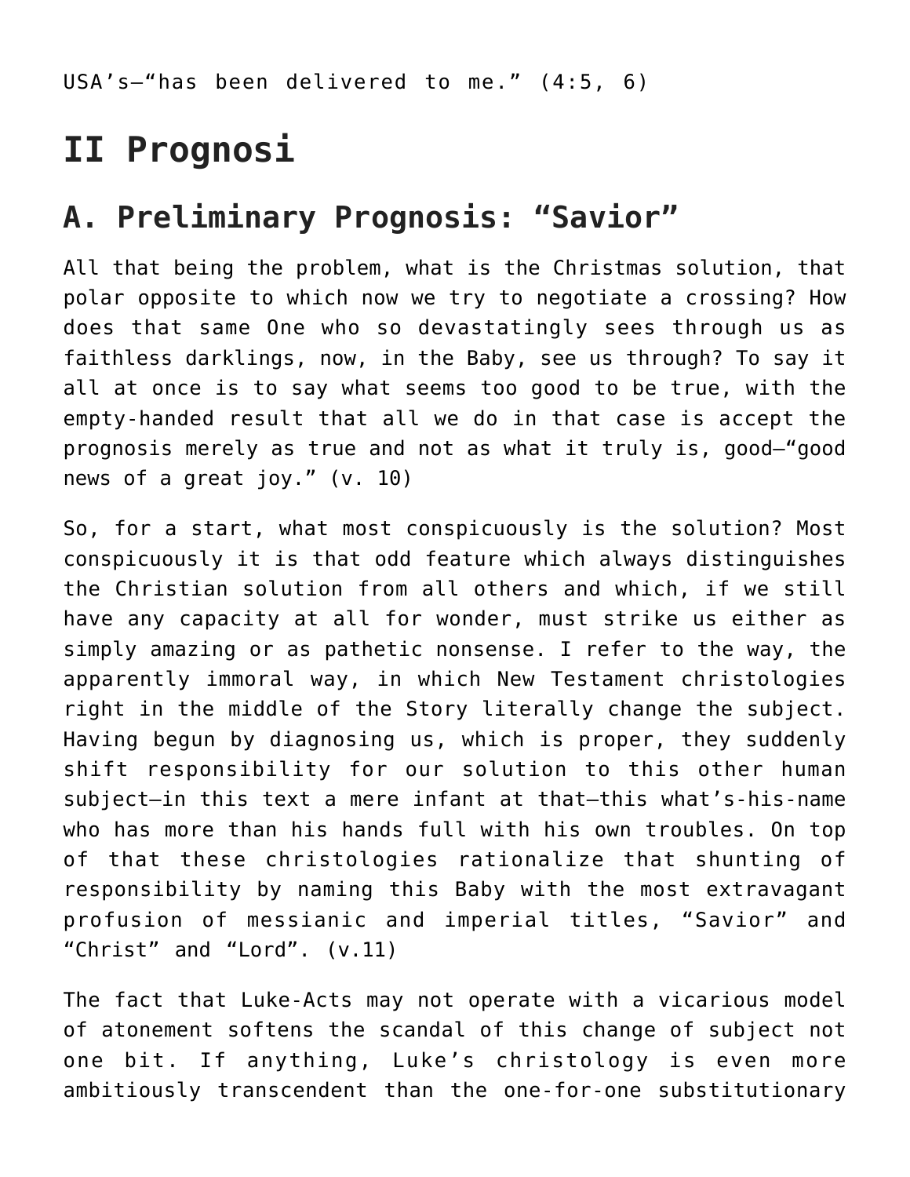USA's—"has been delivered to me." (4:5, 6)

# II Prognosi

## A. Preliminary Prognosis: "Savior"

All that being the problem, what is the Christmas solution, that polar opposite to which now we try to negotiate a crossing? How does that same One who so devastatingly sees through us as faithless darklings, now, in the Baby, see us through? To say it all at once is to say what seems too good to be true, with the empty-handed result that all we do in that case is accept the prognosis merely as true and not as what it truly is, good—"good news of a great joy." (v. 10)

So, for a start, what most conspicuously is the solution? Most conspicuously it is that odd feature which always distinguishes the Christian solution from all others and which, if we still have any capacity at all for wonder, must strike us either as simply amazing or as pathetic nonsense. I refer to the way, the apparently immoral way, in which New Testament christologies right in the middle of the Story literally change the subject. Having begun by diagnosing us, which is proper, they suddenly shift responsibility for our solution to this other human subject—in this text a mere infant at that—this what's-his-name who has more than his hands full with his own troubles. On top of that these christologies rationalize that shunting of responsibility by naming this Baby with the most extravagant profusion of messianic and imperial titles, "Savior" and "Christ" and "Lord". (v.11)

The fact that Luke-Acts may not operate with a vicarious model of atonement softens the scandal of this change of subject not one bit. If anything, Luke's christology is even more ambitiously transcendent than the one-for-one substitutionary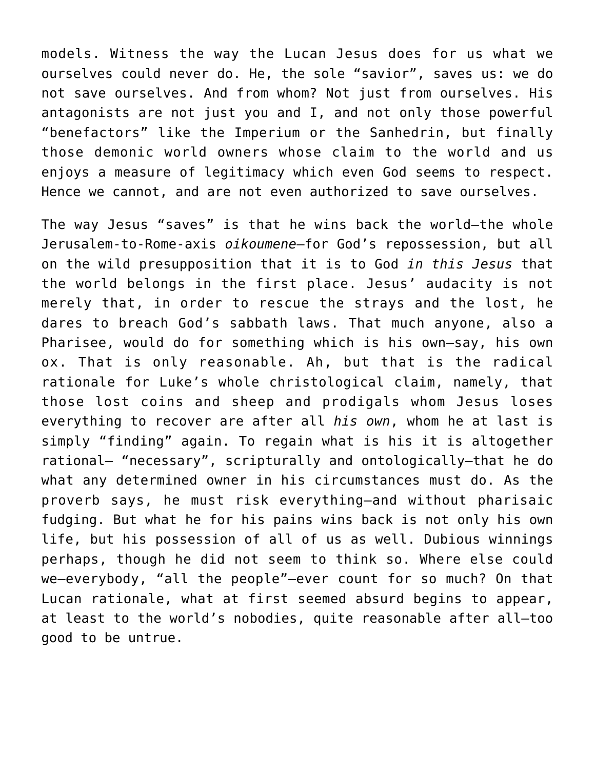models. Witness the way the Lucan Jesus does for us what we ourselves could never do. He, the sole "savior", saves us: we do not save ourselves. And from whom? Not just from ourselves. His antagonists are not just you and I, and not only those powerful "benefactors" like the Imperium or the Sanhedrin, but finally those demonic world owners whose claim to the world and us enjoys a measure of legitimacy which even God seems to respect. Hence we cannot, and are not even authorized to save ourselves.

The way Jesus "saves" is that he wins back the world—the whole Jerusalem-to-Rome-axis *oikoumene*—for God's repossession, but all on the wild presupposition that it is to God *in this Jesus* that the world belongs in the first place. Jesus' audacity is not merely that, in order to rescue the strays and the lost, he dares to breach God's sabbath laws. That much anyone, also a Pharisee, would do for something which is his own—say, his own ox. That is only reasonable. Ah, but that is the radical rationale for Luke's whole christological claim, namely, that those lost coins and sheep and prodigals whom Jesus loses everything to recover are after all *his own*, whom he at last is simply "finding" again. To regain what is his it is altogether rational— "necessary", scripturally and ontologically—that he do what any determined owner in his circumstances must do. As the proverb says, he must risk everything—and without pharisaic fudging. But what he for his pains wins back is not only his own life, but his possession of all of us as well. Dubious winnings perhaps, though he did not seem to think so. Where else could we—everybody, "all the people"—ever count for so much? On that Lucan rationale, what at first seemed absurd begins to appear, at least to the world's nobodies, quite reasonable after all—too good to be untrue.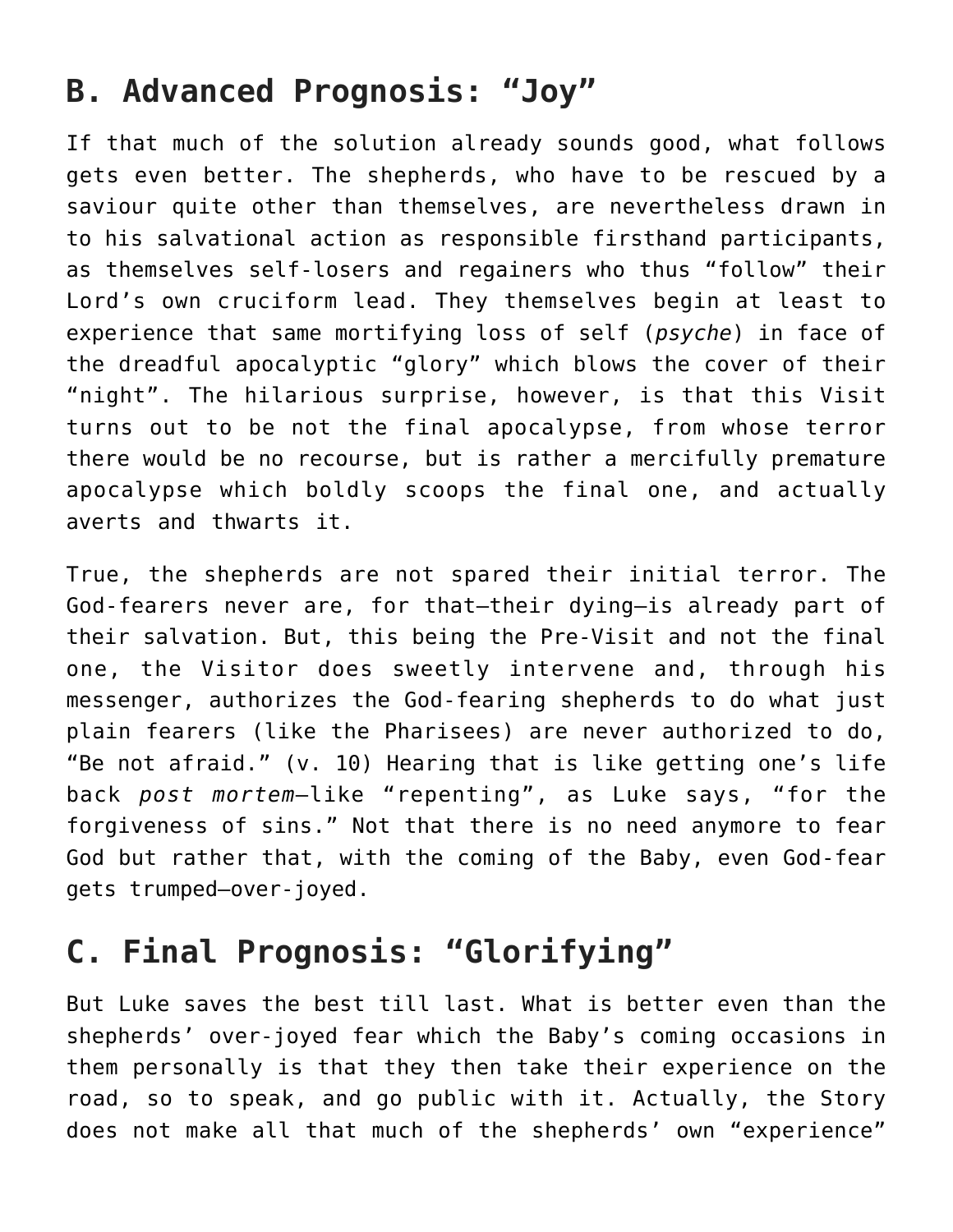## B. Advanced Prognosis: "Joy"

If that much of the solution already sounds good, what follows gets even better. The shepherds, who have to be rescued by a saviour quite other than themselves, are nevertheless drawn in to his salvational action as responsible firsthand participants, as themselves self-losers and regainers who thus "follow" their Lord's own cruciform lead. They themselves begin at least to experience that same mortifying loss of self (*psyche*) in face of the dreadful apocalyptic "glory" which blows the cover of their "night". The hilarious surprise, however, is that this Visit turns out to be not the final apocalypse, from whose terror there would be no recourse, but is rather a mercifully premature apocalypse which boldly scoops the final one, and actually averts and thwarts it.

True, the shepherds are not spared their initial terror. The God-fearers never are, for that—their dying—is already part of their salvation. But, this being the Pre-Visit and not the final one, the Visitor does sweetly intervene and, through his messenger, authorizes the God-fearing shepherds to do what just plain fearers (like the Pharisees) are never authorized to do, "Be not afraid." (v. 10) Hearing that is like getting one's life back *post mortem*—like "repenting", as Luke says, "for the forgiveness of sins." Not that there is no need anymore to fear God but rather that, with the coming of the Baby, even God-fear gets trumped—over-joyed.

## C. Final Prognosis: "Glorifying"

But Luke saves the best till last. What is better even than the shepherds' over-joyed fear which the Baby's coming occasions in them personally is that they then take their experience on the road, so to speak, and go public with it. Actually, the Story does not make all that much of the shepherds' own "experience"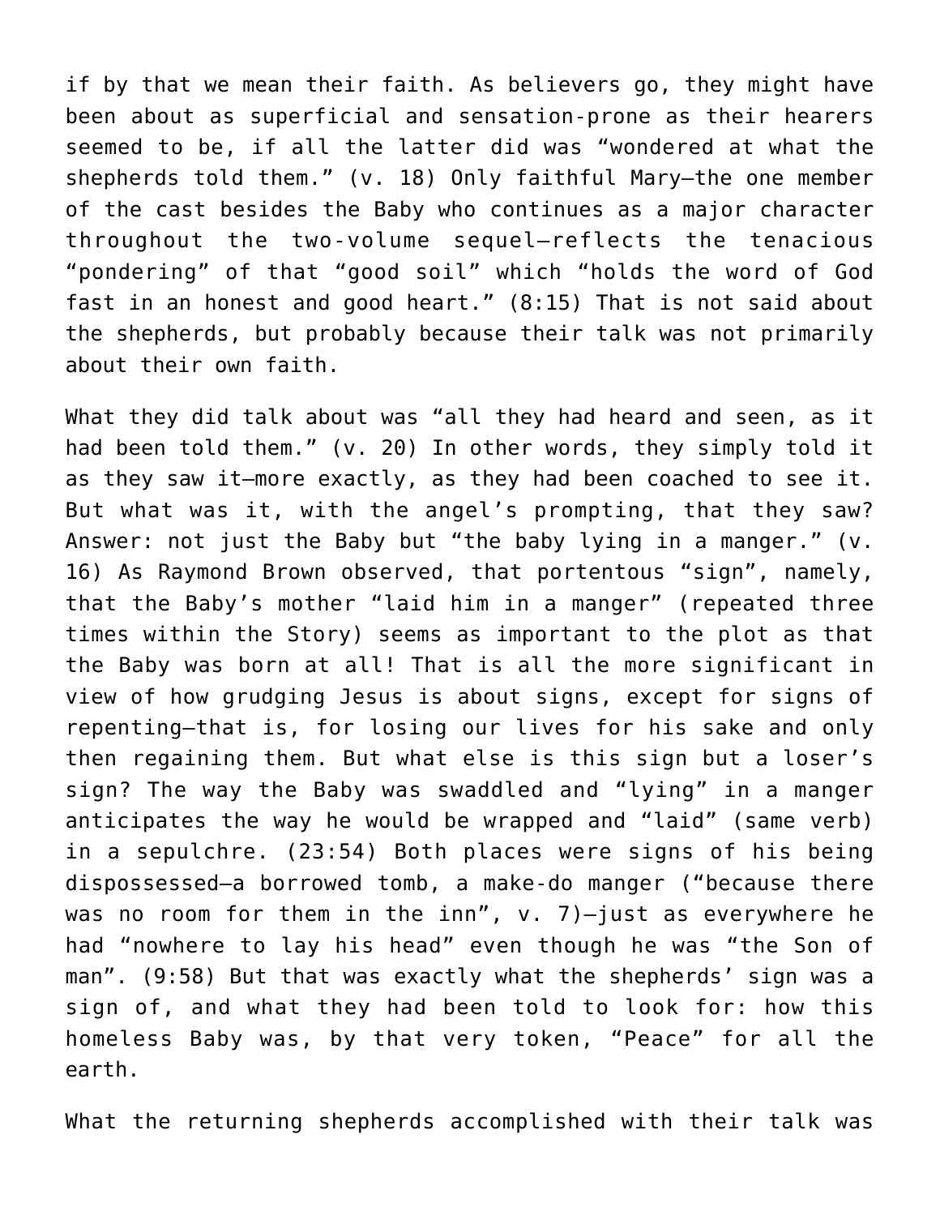if by that we mean their faith. As believers go, they might have been about as superficial and sensation-prone as their hearers seemed to be, if all the latter did was "wondered at what the shepherds told them." (v. 18) Only faithful Mary—the one member of the cast besides the Baby who continues as a major character throughout the two-volume sequel—reflects the tenacious "pondering" of that "good soil" which "holds the word of God fast in an honest and good heart." (8:15) That is not said about the shepherds, but probably because their talk was not primarily about their own faith.

What they did talk about was "all they had heard and seen, as it had been told them." (v. 20) In other words, they simply told it as they saw it—more exactly, as they had been coached to see it. But what was it, with the angel's prompting, that they saw? Answer: not just the Baby but "the baby lying in a manger." (v. 16) As Raymond Brown observed, that portentous "sign", namely, that the Baby's mother "laid him in a manger" (repeated three times within the Story) seems as important to the plot as that the Baby was born at all! That is all the more significant in view of how grudging Jesus is about signs, except for signs of repenting—that is, for losing our lives for his sake and only then regaining them. But what else is this sign but a loser's sign? The way the Baby was swaddled and "lying" in a manger anticipates the way he would be wrapped and "laid" (same verb) in a sepulchre. (23:54) Both places were signs of his being dispossessed—a borrowed tomb, a make-do manger ("because there was no room for them in the inn", v. 7)—just as everywhere he had "nowhere to lay his head" even though he was "the Son of man". (9:58) But that was exactly what the shepherds' sign was a sign of, and what they had been told to look for: how this homeless Baby was, by that very token, "Peace" for all the earth.

What the returning shepherds accomplished with their talk was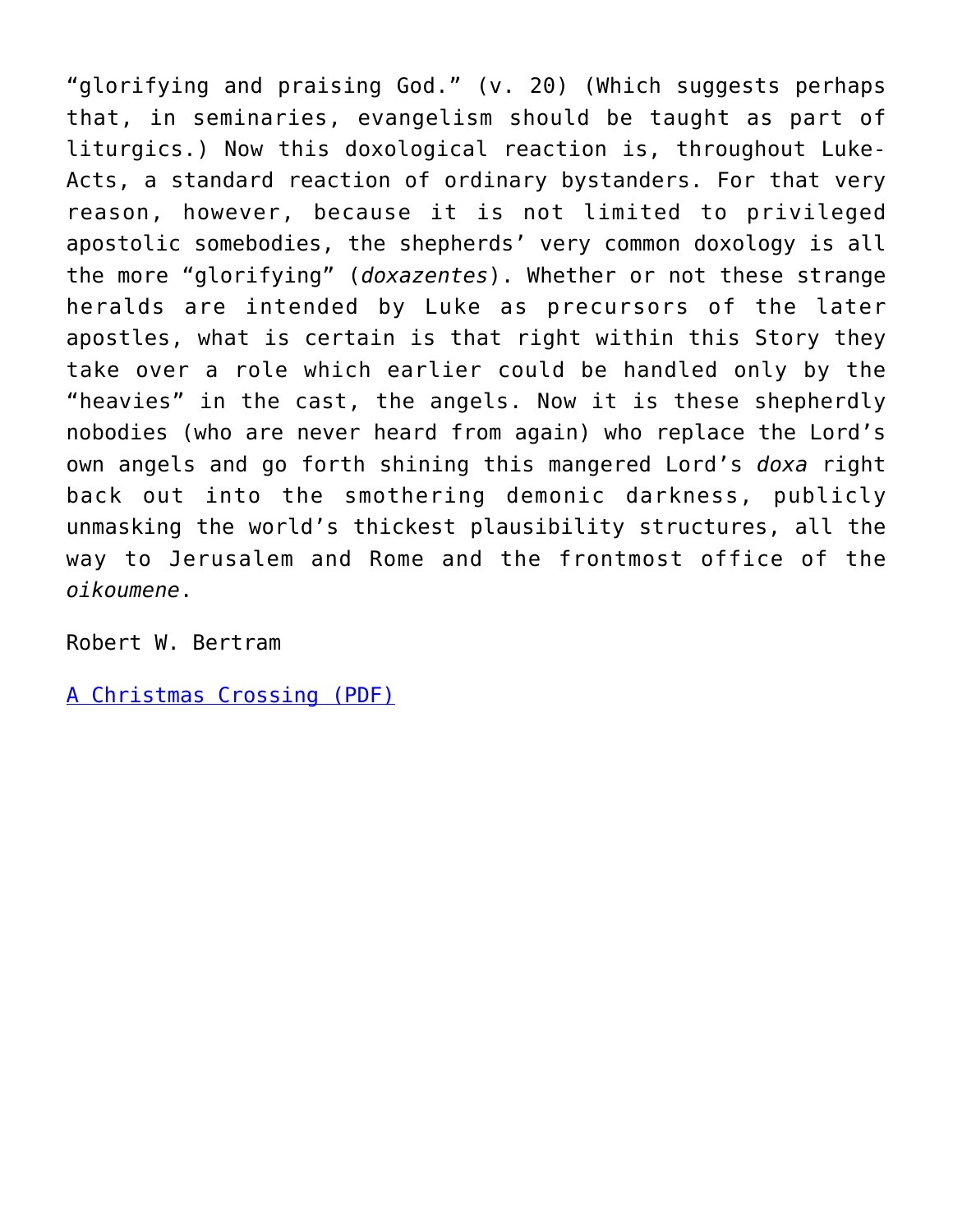"glorifying and praising God." (v. 20) (Which suggests perhaps that, in seminaries, evangelism should be taught as part of liturgics.) Now this doxological reaction is, throughout Luke-Acts, a standard reaction of ordinary bystanders. For that very reason, however, because it is not limited to privileged apostolic somebodies, the shepherds' very common doxology is all the more "glorifying" (*doxazentes*). Whether or not these strange heralds are intended by Luke as precursors of the later apostles, what is certain is that right within this Story they take over a role which earlier could be handled only by the "heavies" in the cast, the angels. Now it is these shepherdly nobodies (who are never heard from again) who replace the Lord's own angels and go forth shining this mangered Lord's *doxa* right back out into the smothering demonic darkness, publicly unmasking the world's thickest plausibility structures, all the way to Jerusalem and Rome and the frontmost office of the *oikoumene*.

Robert W. Bertram

[A Christmas Crossing (PDF)]